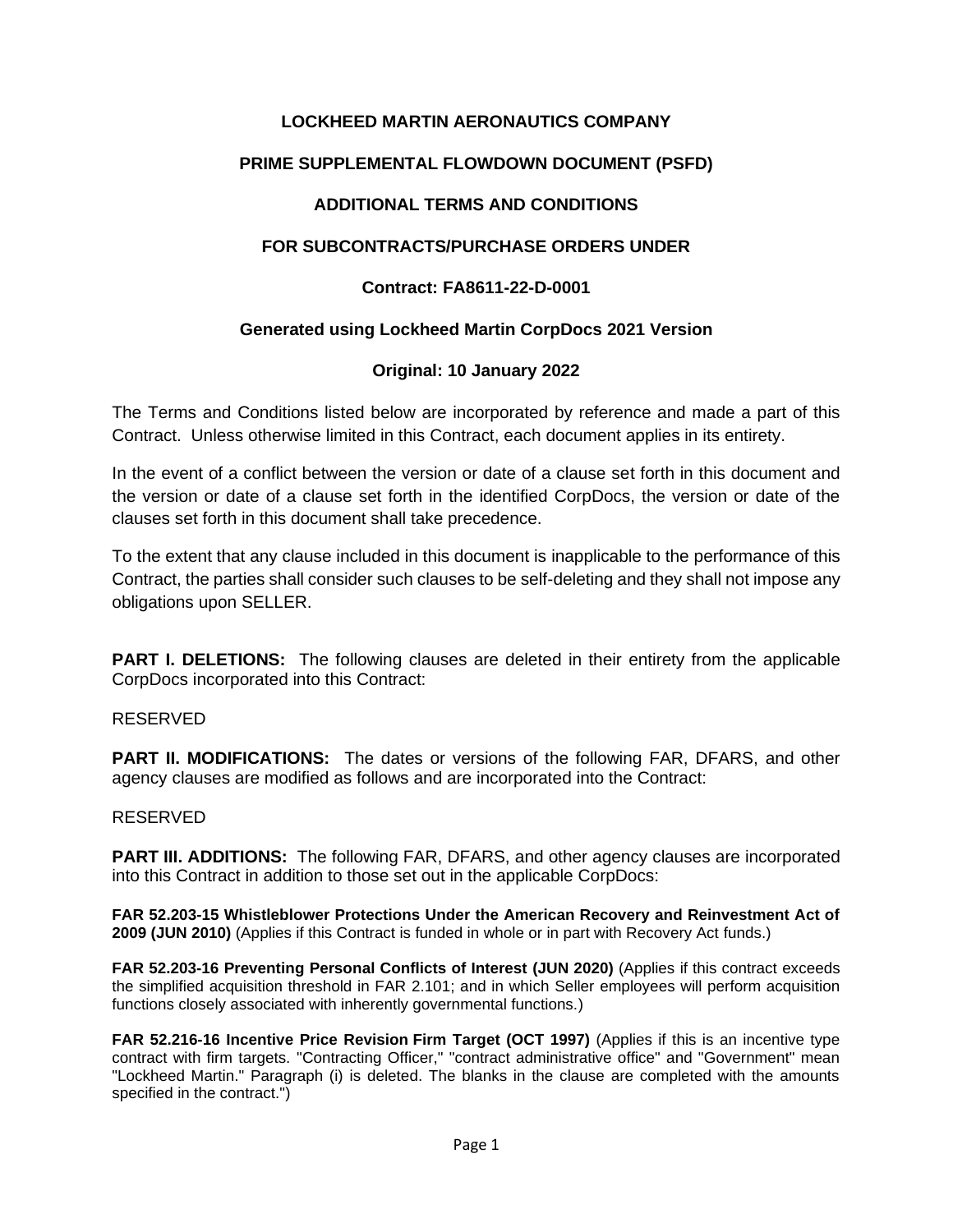# LOCKHEED MARTIN AERONAUTICS COMPANY

## PRIME SUPPLEMENTAL FLOWDOWN DOCUMENT (PSFD)

## ADDITIONAL TERMS AND CONDITIONS

## FOR SUBCONTRACTS/PURCHASE ORDERS UNDER

**Contract: FA8611-22-D-0001**

**Generated using Lockheed Martin CorpDocs 2021 Version**

**Original: 10 January 2022**

The Terms and Conditions listed below are incorporated by reference and made a part of this Contract. Unless otherwise limited in this Contract, each document applies in its entirety.

In the event of a conflict between the version or date of a clause set forth in this document and the version or date of a clause set forth in the identified CorpDocs, the version or date of the clauses set forth in this document shall take precedence.

To the extent that any clause included in this document is inapplicable to the performance of this Contract, the parties shall consider such clauses to be self-deleting and they shall not impose any obligations upon SELLER.

**PART I. DELETIONS:** The following clauses are deleted in their entirety from the applicable CorpDocs incorporated into this Contract:

RESERVED

**PART II. MODIFICATIONS:** The dates or versions of the following FAR, DFARS, and other agency clauses are modified as follows and are incorporated into the Contract:

RESERVED

**PART III. ADDITIONS:** The following FAR, DFARS, and other agency clauses are incorporated into this Contract in addition to those set out in the applicable CorpDocs:

**FAR 52.203-15 Whistleblower Protections Under the American Recovery and Reinvestment Act of 2009 (JUN 2010)** (Applies if this Contract is funded in whole or in part with Recovery Act funds.)

**FAR 52.203-16 Preventing Personal Conflicts of Interest (JUN 2020)** (Applies if this contract exceeds the simplified acquisition threshold in FAR 2.101; and in which Seller employees will perform acquisition functions closely associated with inherently governmental functions.)

**FAR 52.216-16 Incentive Price Revision Firm Target (OCT 1997)** (Applies if this is an incentive type contract with firm targets. "Contracting Officer," "contract administrative office" and "Government" mean "Lockheed Martin." Paragraph (i) is deleted. The blanks in the clause are completed with the amounts specified in the contract.")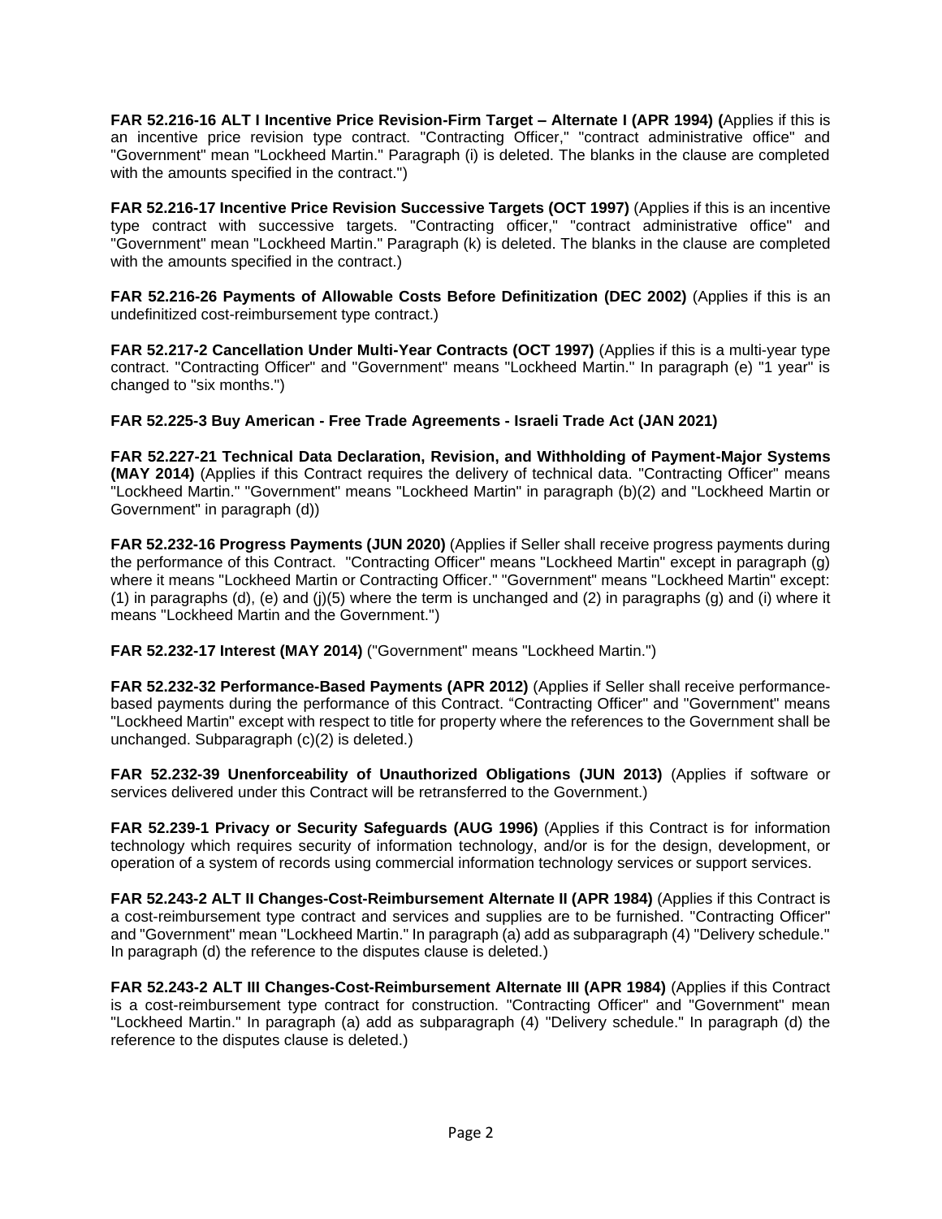**FAR 52.216-16 ALT I Incentive Price Revision-Firm Target – Alternate I (APR 1994) (**Applies if this is an incentive price revision type contract. "Contracting Officer," "contract administrative office" and "Government" mean "Lockheed Martin." Paragraph (i) is deleted. The blanks in the clause are completed with the amounts specified in the contract.")

**FAR 52.216-17 Incentive Price Revision Successive Targets (OCT 1997)** (Applies if this is an incentive type contract with successive targets. "Contracting officer," "contract administrative office" and "Government" mean "Lockheed Martin." Paragraph (k) is deleted. The blanks in the clause are completed with the amounts specified in the contract.)

**FAR 52.216-26 Payments of Allowable Costs Before Definitization (DEC 2002)** (Applies if this is an undefinitized cost-reimbursement type contract.)

**FAR 52.217-2 Cancellation Under Multi-Year Contracts (OCT 1997)** (Applies if this is a multi-year type contract. "Contracting Officer" and "Government" means "Lockheed Martin." In paragraph (e) "1 year" is changed to "six months.")

**FAR 52.225-3 Buy American - Free Trade Agreements - Israeli Trade Act (JAN 2021)**

**FAR 52.227-21 Technical Data Declaration, Revision, and Withholding of Payment-Major Systems (MAY 2014)** (Applies if this Contract requires the delivery of technical data. "Contracting Officer" means "Lockheed Martin." "Government" means "Lockheed Martin" in paragraph (b)(2) and "Lockheed Martin or Government" in paragraph (d))

**FAR 52.232-16 Progress Payments (JUN 2020)** (Applies if Seller shall receive progress payments during the performance of this Contract. "Contracting Officer" means "Lockheed Martin" except in paragraph (g) where it means "Lockheed Martin or Contracting Officer." "Government" means "Lockheed Martin" except: (1) in paragraphs (d), (e) and (j)(5) where the term is unchanged and (2) in paragraphs (g) and (i) where it means "Lockheed Martin and the Government.")

**FAR 52.232-17 Interest (MAY 2014)** ("Government" means "Lockheed Martin.")

**FAR 52.232-32 Performance-Based Payments (APR 2012)** (Applies if Seller shall receive performance-based payments during the performance of this Contract. "Contracting Officer" and "Government" means "Lockheed Martin" except with respect to title for property where the references to the Government shall be unchanged. Subparagraph (c)(2) is deleted.)

**FAR 52.232-39 Unenforceability of Unauthorized Obligations (JUN 2013)** (Applies if software or services delivered under this Contract will be retransferred to the Government.)

**FAR 52.239-1 Privacy or Security Safeguards (AUG 1996)** (Applies if this Contract is for information technology which requires security of information technology, and/or is for the design, development, or operation of a system of records using commercial information technology services or support services.

**FAR 52.243-2 ALT II Changes-Cost-Reimbursement Alternate II (APR 1984)** (Applies if this Contract is a cost-reimbursement type contract and services and supplies are to be furnished. "Contracting Officer" and "Government" mean "Lockheed Martin." In paragraph (a) add as subparagraph (4) "Delivery schedule." In paragraph (d) the reference to the disputes clause is deleted.)

**FAR 52.243-2 ALT III Changes-Cost-Reimbursement Alternate III (APR 1984)** (Applies if this Contract is a cost-reimbursement type contract for construction. "Contracting Officer" and "Government" mean "Lockheed Martin." In paragraph (a) add as subparagraph (4) "Delivery schedule." In paragraph (d) the reference to the disputes clause is deleted.)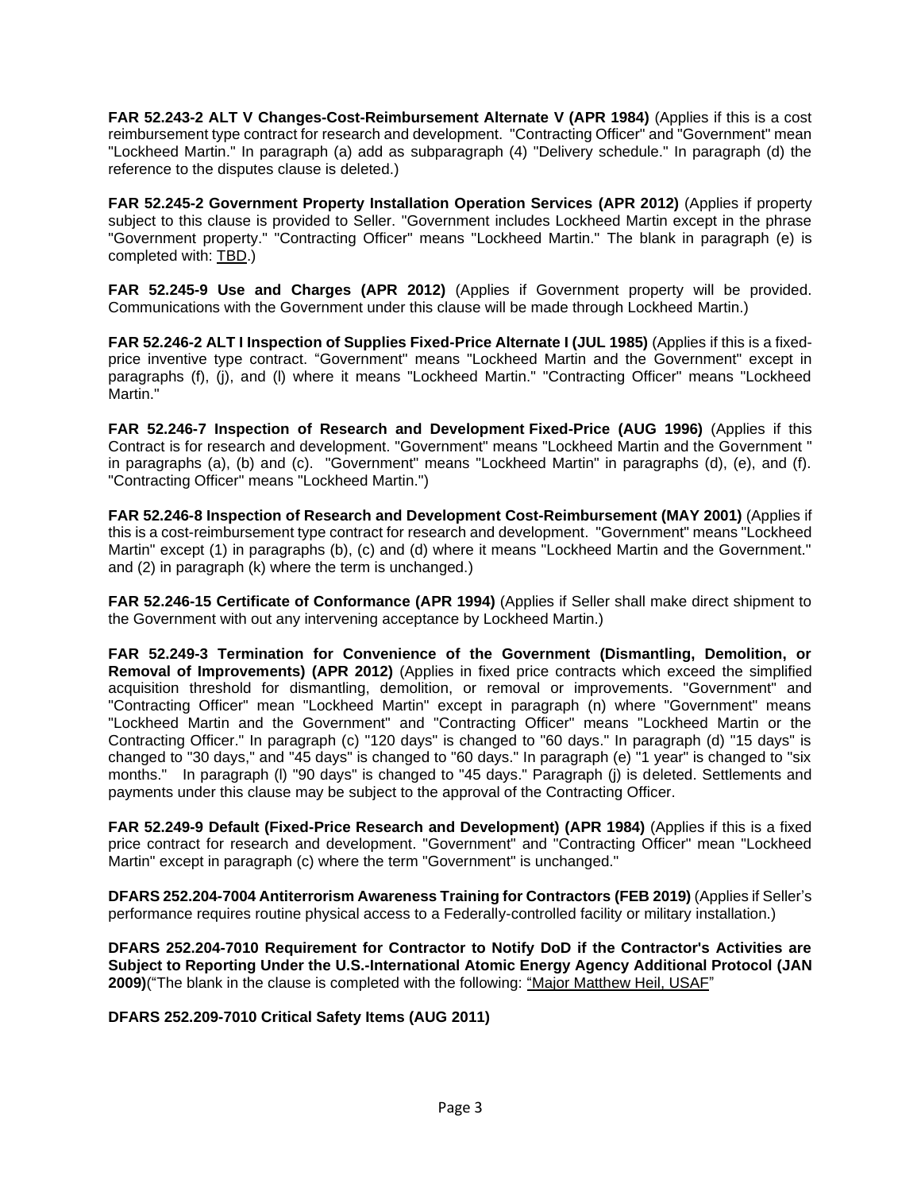**FAR 52.243-2 ALT V Changes-Cost-Reimbursement Alternate V (APR 1984)** (Applies if this is a cost reimbursement type contract for research and development. "Contracting Officer" and "Government" mean "Lockheed Martin." In paragraph (a) add as subparagraph (4) "Delivery schedule." In paragraph (d) the reference to the disputes clause is deleted.)

**FAR 52.245-2 Government Property Installation Operation Services (APR 2012)** (Applies if property subject to this clause is provided to Seller. "Government includes Lockheed Martin except in the phrase "Government property." "Contracting Officer" means "Lockheed Martin." The blank in paragraph (e) is completed with: <u>TBD</u>.)

**FAR 52.245-9 Use and Charges (APR 2012)** (Applies if Government property will be provided. Communications with the Government under this clause will be made through Lockheed Martin.)

**FAR 52.246-2 ALT I Inspection of Supplies Fixed-Price Alternate I (JUL 1985)** (Applies if this is a fixed-price inventive type contract. "Government" means "Lockheed Martin and the Government" except in paragraphs (f), (j), and (l) where it means "Lockheed Martin." "Contracting Officer" means "Lockheed Martin."

**FAR 52.246-7 Inspection of Research and Development Fixed-Price (AUG 1996)** (Applies if this Contract is for research and development. "Government" means "Lockheed Martin and the Government " in paragraphs (a), (b) and (c). "Government" means "Lockheed Martin" in paragraphs (d), (e), and (f). "Contracting Officer" means "Lockheed Martin.")

**FAR 52.246-8 Inspection of Research and Development Cost-Reimbursement (MAY 2001)** (Applies if this is a cost-reimbursement type contract for research and development. "Government" means "Lockheed Martin" except (1) in paragraphs (b), (c) and (d) where it means "Lockheed Martin and the Government." and (2) in paragraph (k) where the term is unchanged.)

**FAR 52.246-15 Certificate of Conformance (APR 1994)** (Applies if Seller shall make direct shipment to the Government with out any intervening acceptance by Lockheed Martin.)

**FAR 52.249-3 Termination for Convenience of the Government (Dismantling, Demolition, or Removal of Improvements) (APR 2012)** (Applies in fixed price contracts which exceed the simplified acquisition threshold for dismantling, demolition, or removal or improvements. "Government" and "Contracting Officer" mean "Lockheed Martin" except in paragraph (n) where "Government" means "Lockheed Martin and the Government" and "Contracting Officer" means "Lockheed Martin or the Contracting Officer." In paragraph (c) "120 days" is changed to "60 days." In paragraph (d) "15 days" is changed to "30 days," and "45 days" is changed to "60 days." In paragraph (e) "1 year" is changed to "six months." In paragraph (l) "90 days" is changed to "45 days." Paragraph (j) is deleted. Settlements and payments under this clause may be subject to the approval of the Contracting Officer.

**FAR 52.249-9 Default (Fixed-Price Research and Development) (APR 1984)** (Applies if this is a fixed price contract for research and development. "Government" and "Contracting Officer" mean "Lockheed Martin" except in paragraph (c) where the term "Government" is unchanged."

**DFARS 252.204-7004 Antiterrorism Awareness Training for Contractors (FEB 2019)** (Applies if Seller's performance requires routine physical access to a Federally-controlled facility or military installation.)

**DFARS 252.204-7010 Requirement for Contractor to Notify DoD if the Contractor's Activities are Subject to Reporting Under the U.S.-International Atomic Energy Agency Additional Protocol (JAN 2009)**("The blank in the clause is completed with the following: <u>"Major Matthew Heil, USAF"</u>"

**DFARS 252.209-7010 Critical Safety Items (AUG 2011)**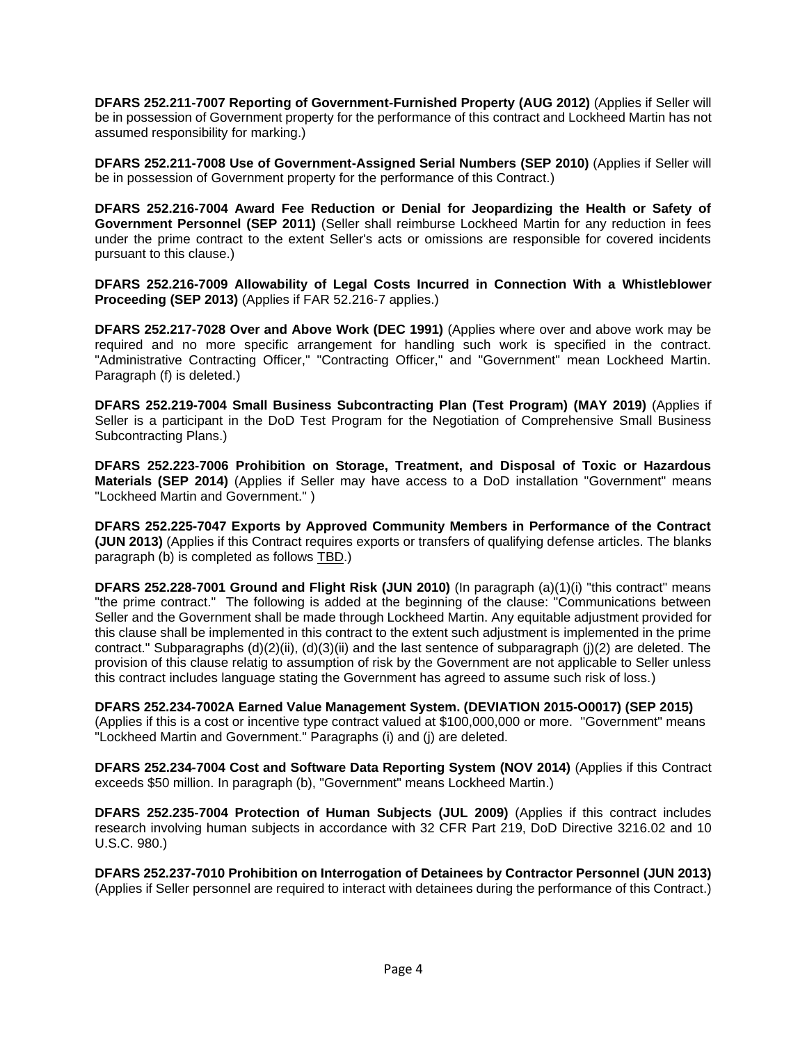**DFARS 252.211-7007 Reporting of Government-Furnished Property (AUG 2012)** (Applies if Seller will be in possession of Government property for the performance of this contract and Lockheed Martin has not assumed responsibility for marking.)

**DFARS 252.211-7008 Use of Government-Assigned Serial Numbers (SEP 2010)** (Applies if Seller will be in possession of Government property for the performance of this Contract.)

**DFARS 252.216-7004 Award Fee Reduction or Denial for Jeopardizing the Health or Safety of Government Personnel (SEP 2011)** (Seller shall reimburse Lockheed Martin for any reduction in fees under the prime contract to the extent Seller's acts or omissions are responsible for covered incidents pursuant to this clause.)

**DFARS 252.216-7009 Allowability of Legal Costs Incurred in Connection With a Whistleblower Proceeding (SEP 2013)** (Applies if FAR 52.216-7 applies.)

**DFARS 252.217-7028 Over and Above Work (DEC 1991)** (Applies where over and above work may be required and no more specific arrangement for handling such work is specified in the contract. "Administrative Contracting Officer," "Contracting Officer," and "Government" mean Lockheed Martin. Paragraph (f) is deleted.)

**DFARS 252.219-7004 Small Business Subcontracting Plan (Test Program) (MAY 2019)** (Applies if Seller is a participant in the DoD Test Program for the Negotiation of Comprehensive Small Business Subcontracting Plans.)

**DFARS 252.223-7006 Prohibition on Storage, Treatment, and Disposal of Toxic or Hazardous Materials (SEP 2014)** (Applies if Seller may have access to a DoD installation "Government" means "Lockheed Martin and Government." )

**DFARS 252.225-7047 Exports by Approved Community Members in Performance of the Contract (JUN 2013)** (Applies if this Contract requires exports or transfers of qualifying defense articles. The blanks paragraph (b) is completed as follows TBD.)

**DFARS 252.228-7001 Ground and Flight Risk (JUN 2010)** (In paragraph (a)(1)(i) "this contract" means "the prime contract." The following is added at the beginning of the clause: "Communications between Seller and the Government shall be made through Lockheed Martin. Any equitable adjustment provided for this clause shall be implemented in this contract to the extent such adjustment is implemented in the prime contract." Subparagraphs (d)(2)(ii), (d)(3)(ii) and the last sentence of subparagraph (j)(2) are deleted. The provision of this clause relatig to assumption of risk by the Government are not applicable to Seller unless this contract includes language stating the Government has agreed to assume such risk of loss.)

**DFARS 252.234-7002A Earned Value Management System. (DEVIATION 2015-O0017) (SEP 2015)** (Applies if this is a cost or incentive type contract valued at $100,000,000 or more. "Government" means "Lockheed Martin and Government." Paragraphs (i) and (j) are deleted.

**DFARS 252.234-7004 Cost and Software Data Reporting System (NOV 2014)** (Applies if this Contract exceeds $50 million. In paragraph (b), "Government" means Lockheed Martin.)

**DFARS 252.235-7004 Protection of Human Subjects (JUL 2009)** (Applies if this contract includes research involving human subjects in accordance with 32 CFR Part 219, DoD Directive 3216.02 and 10 U.S.C. 980.)

**DFARS 252.237-7010 Prohibition on Interrogation of Detainees by Contractor Personnel (JUN 2013)** (Applies if Seller personnel are required to interact with detainees during the performance of this Contract.)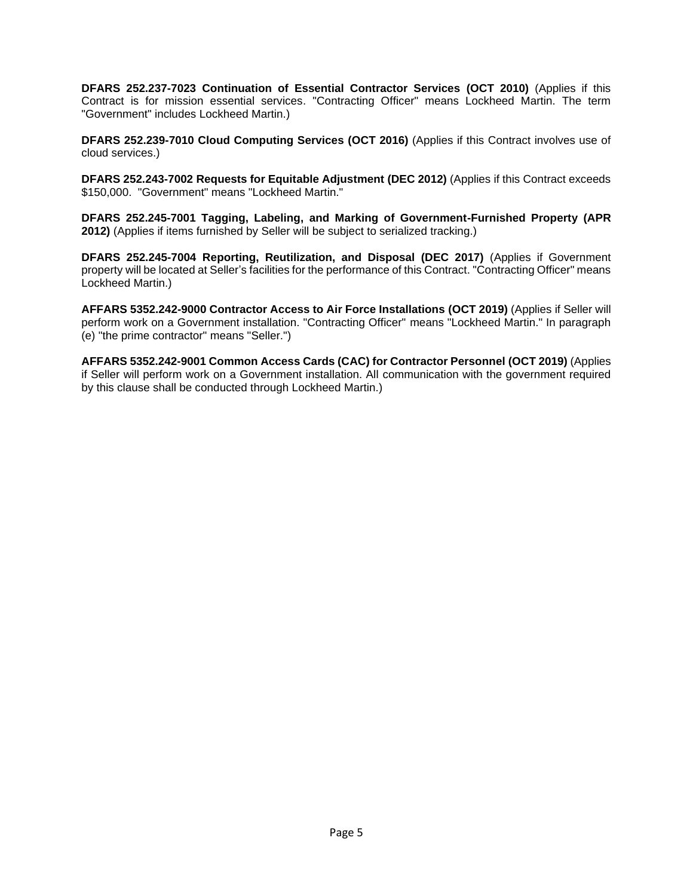**DFARS 252.237-7023 Continuation of Essential Contractor Services (OCT 2010)** (Applies if this Contract is for mission essential services. "Contracting Officer" means Lockheed Martin. The term "Government" includes Lockheed Martin.)

**DFARS 252.239-7010 Cloud Computing Services (OCT 2016)** (Applies if this Contract involves use of cloud services.)

**DFARS 252.243-7002 Requests for Equitable Adjustment (DEC 2012)** (Applies if this Contract exceeds $150,000. "Government" means "Lockheed Martin."

**DFARS 252.245-7001 Tagging, Labeling, and Marking of Government-Furnished Property (APR 2012)** (Applies if items furnished by Seller will be subject to serialized tracking.)

**DFARS 252.245-7004 Reporting, Reutilization, and Disposal (DEC 2017)** (Applies if Government property will be located at Seller's facilities for the performance of this Contract. "Contracting Officer" means Lockheed Martin.)

**AFFARS 5352.242-9000 Contractor Access to Air Force Installations (OCT 2019)** (Applies if Seller will perform work on a Government installation. "Contracting Officer" means "Lockheed Martin." In paragraph (e) "the prime contractor" means "Seller.")

**AFFARS 5352.242-9001 Common Access Cards (CAC) for Contractor Personnel (OCT 2019)** (Applies if Seller will perform work on a Government installation. All communication with the government required by this clause shall be conducted through Lockheed Martin.)